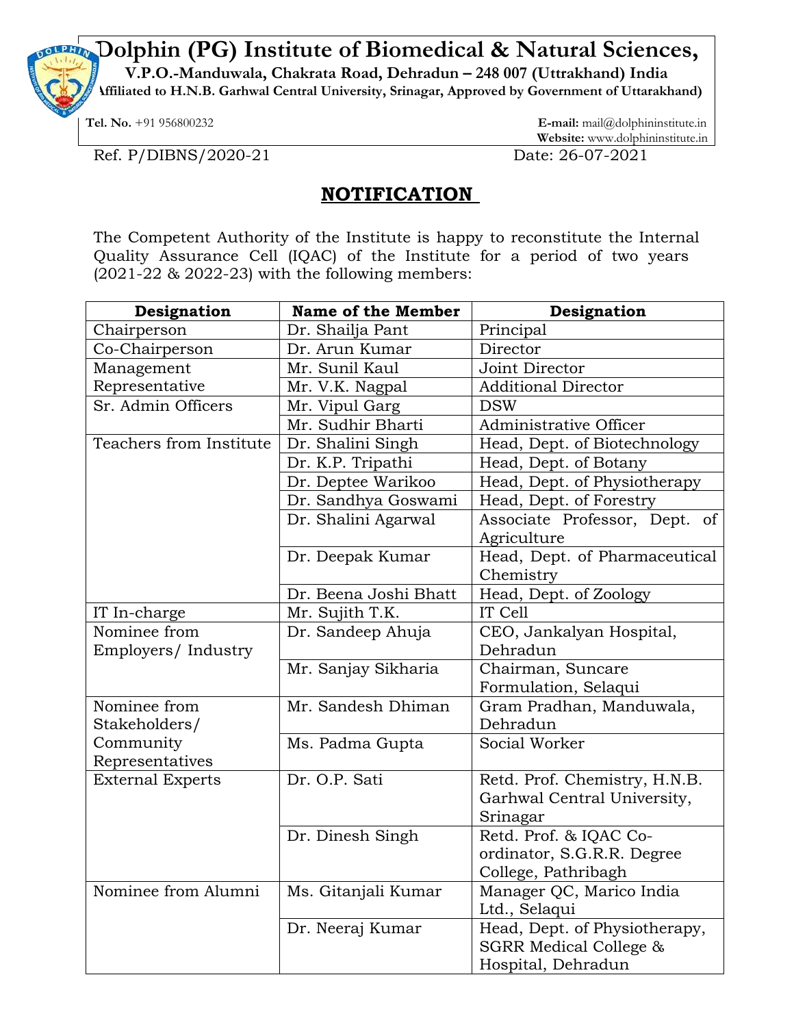# Dolphin (PG) Institute of Biomedical & Natural Sciences,

**V.P.O.-Manduwala, Chakrata Road, Dehradun – 248 007 (Uttrakhand) India**

**Affiliated to H.N.B. Garhwal Central University, Srinagar, Approved by Government of Uttarakhand)**

**Tel. No.** +91 956800232

**E-mail:** mail@dolphininstitute.in
**Website:** www.dolphininstitute.in

Ref. P/DIBNS/2020-21

Date: 26-07-2021

## NOTIFICATION

The Competent Authority of the Institute is happy to reconstitute the Internal Quality Assurance Cell (IQAC) of the Institute for a period of two years (2021-22 & 2022-23) with the following members:

| Designation | Name of the Member | Designation |
|---|---|---|
| Chairperson | Dr. Shailja Pant | Principal |
| Co-Chairperson | Dr. Arun Kumar | Director |
| Management Representative | Mr. Sunil Kaul | Joint Director |
| | Mr. V.K. Nagpal | Additional Director |
| Sr. Admin Officers | Mr. Vipul Garg | DSW |
| | Mr. Sudhir Bharti | Administrative Officer |
| Teachers from Institute | Dr. Shalini Singh | Head, Dept. of Biotechnology |
| | Dr. K.P. Tripathi | Head, Dept. of Botany |
| | Dr. Deptee Warikoo | Head, Dept. of Physiotherapy |
| | Dr. Sandhya Goswami | Head, Dept. of Forestry |
| | Dr. Shalini Agarwal | Associate Professor, Dept. of Agriculture |
| | Dr. Deepak Kumar | Head, Dept. of Pharmaceutical Chemistry |
| | Dr. Beena Joshi Bhatt | Head, Dept. of Zoology |
| IT In-charge | Mr. Sujith T.K. | IT Cell |
| Nominee from Employers/ Industry | Dr. Sandeep Ahuja | CEO, Jankalyan Hospital, Dehradun |
| | Mr. Sanjay Sikharia | Chairman, Suncare Formulation, Selaqui |
| Nominee from Stakeholders/ Community Representatives | Mr. Sandesh Dhiman | Gram Pradhan, Manduwala, Dehradun |
| | Ms. Padma Gupta | Social Worker |
| External Experts | Dr. O.P. Sati | Retd. Prof. Chemistry, H.N.B. Garhwal Central University, Srinagar |
| | Dr. Dinesh Singh | Retd. Prof. & IQAC Co-ordinator, S.G.R.R. Degree College, Pathribagh |
| Nominee from Alumni | Ms. Gitanjali Kumar | Manager QC, Marico India Ltd., Selaqui |
| | Dr. Neeraj Kumar | Head, Dept. of Physiotherapy, SGRR Medical College & Hospital, Dehradun |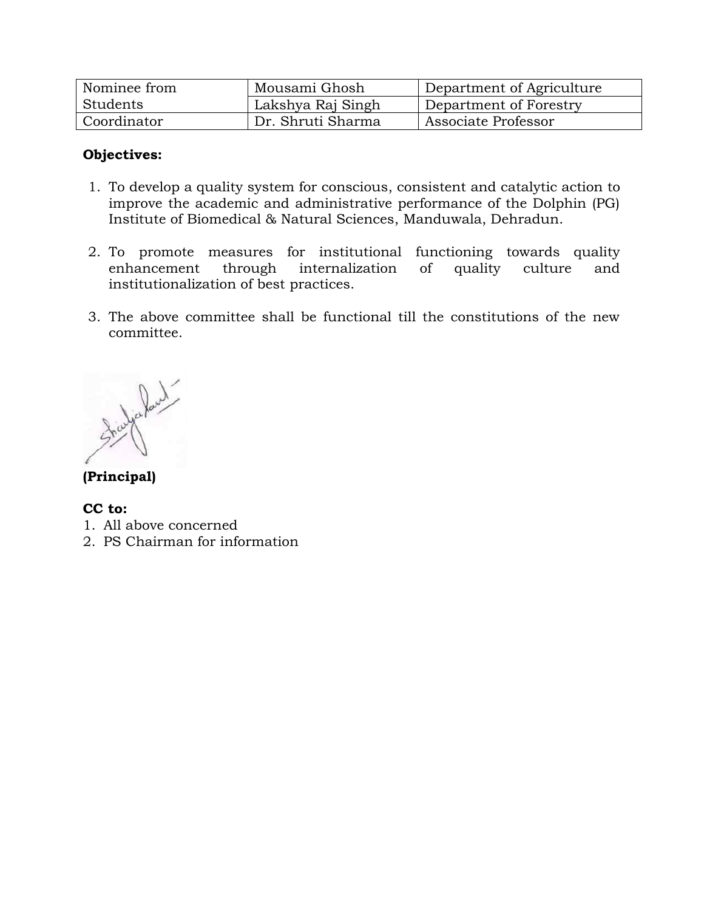| | | |
|---|---|---|
| Nominee from Students | Mousami Ghosh | Department of Agriculture |
| | Lakshya Raj Singh | Department of Forestry |
| Coordinator | Dr. Shruti Sharma | Associate Professor |

**Objectives:**

1. To develop a quality system for conscious, consistent and catalytic action to improve the academic and administrative performance of the Dolphin (PG) Institute of Biomedical & Natural Sciences, Manduwala, Dehradun.

2. To promote measures for institutional functioning towards quality enhancement through internalization of quality culture and institutionalization of best practices.

3. The above committee shall be functional till the constitutions of the new committee.

**(Principal)**

**CC to:**

1. All above concerned
2. PS Chairman for information